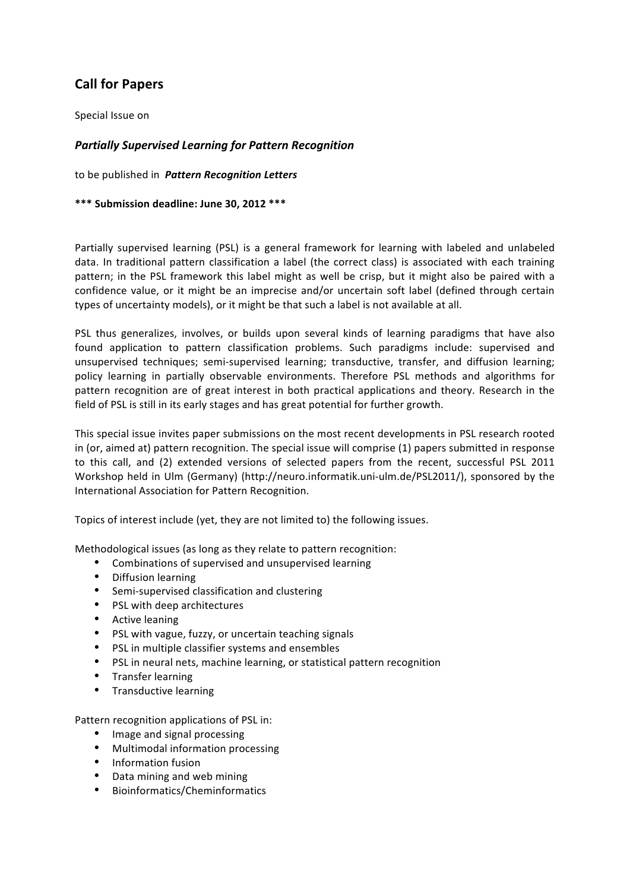## Call for Papers

Special Issue on

### *Partially Supervised Learning for Pattern Recognition*

to be published in ***Pattern Recognition Letters***

**\*\*\* Submission deadline: June 30, 2012 \*\*\***

Partially supervised learning (PSL) is a general framework for learning with labeled and unlabeled data. In traditional pattern classification a label (the correct class) is associated with each training pattern; in the PSL framework this label might as well be crisp, but it might also be paired with a confidence value, or it might be an imprecise and/or uncertain soft label (defined through certain types of uncertainty models), or it might be that such a label is not available at all.

PSL thus generalizes, involves, or builds upon several kinds of learning paradigms that have also found application to pattern classification problems. Such paradigms include: supervised and unsupervised techniques; semi-supervised learning; transductive, transfer, and diffusion learning; policy learning in partially observable environments. Therefore PSL methods and algorithms for pattern recognition are of great interest in both practical applications and theory. Research in the field of PSL is still in its early stages and has great potential for further growth.

This special issue invites paper submissions on the most recent developments in PSL research rooted in (or, aimed at) pattern recognition. The special issue will comprise (1) papers submitted in response to this call, and (2) extended versions of selected papers from the recent, successful PSL 2011 Workshop held in Ulm (Germany) (http://neuro.informatik.uni-ulm.de/PSL2011/), sponsored by the International Association for Pattern Recognition.

Topics of interest include (yet, they are not limited to) the following issues.

Methodological issues (as long as they relate to pattern recognition:

- Combinations of supervised and unsupervised learning
- Diffusion learning
- Semi-supervised classification and clustering
- PSL with deep architectures
- Active leaning
- PSL with vague, fuzzy, or uncertain teaching signals
- PSL in multiple classifier systems and ensembles
- PSL in neural nets, machine learning, or statistical pattern recognition
- Transfer learning
- Transductive learning

Pattern recognition applications of PSL in:

- Image and signal processing
- Multimodal information processing
- Information fusion
- Data mining and web mining
- Bioinformatics/Cheminformatics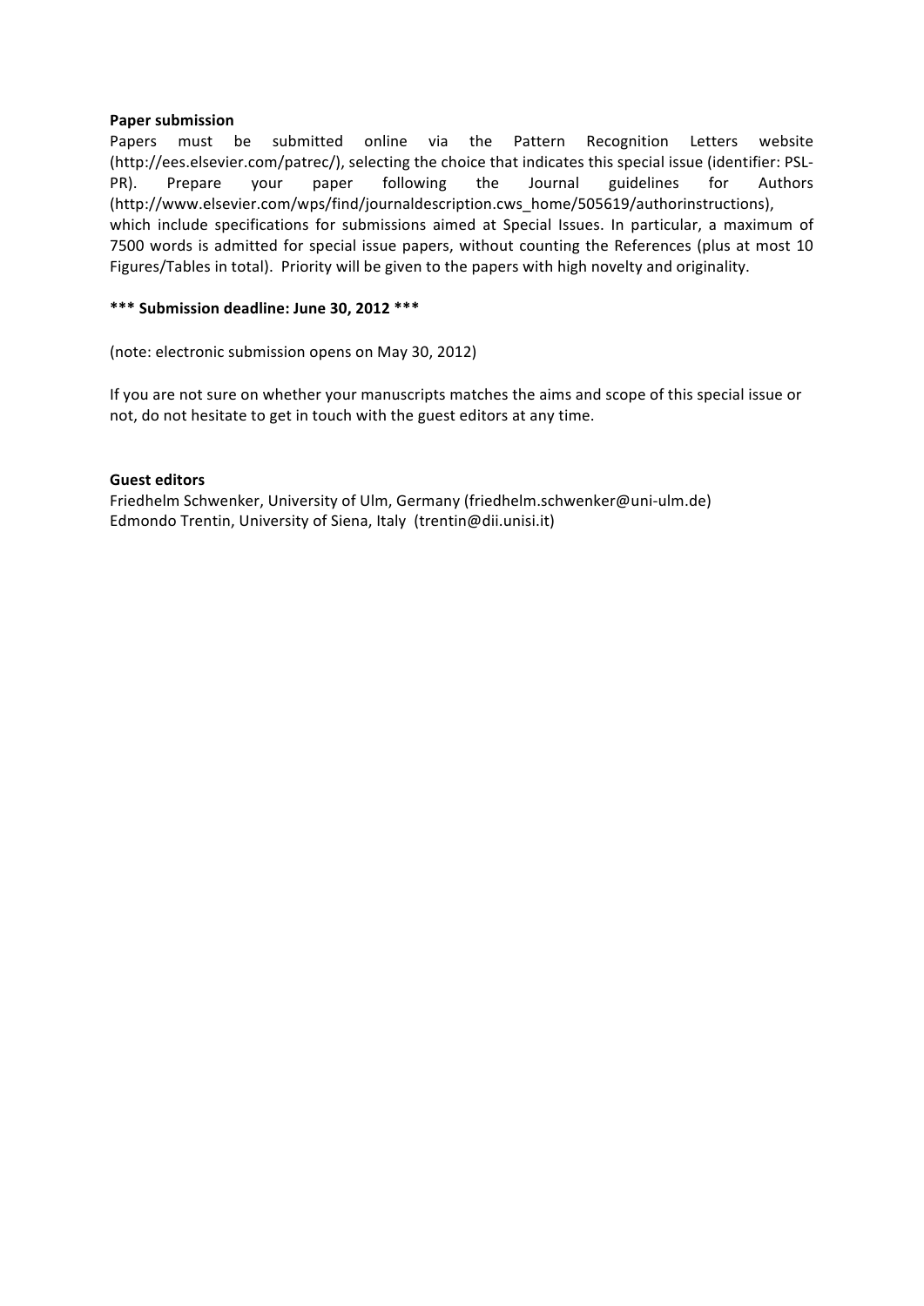**Paper submission**

Papers must be submitted online via the Pattern Recognition Letters website (http://ees.elsevier.com/patrec/), selecting the choice that indicates this special issue (identifier: PSL-PR). Prepare your paper following the Journal guidelines for Authors (http://www.elsevier.com/wps/find/journaldescription.cws_home/505619/authorinstructions), which include specifications for submissions aimed at Special Issues. In particular, a maximum of 7500 words is admitted for special issue papers, without counting the References (plus at most 10 Figures/Tables in total). Priority will be given to the papers with high novelty and originality.

**\*\*\* Submission deadline: June 30, 2012 \*\*\***

(note: electronic submission opens on May 30, 2012)

If you are not sure on whether your manuscripts matches the aims and scope of this special issue or not, do not hesitate to get in touch with the guest editors at any time.

**Guest editors**

Friedhelm Schwenker, University of Ulm, Germany (friedhelm.schwenker@uni-ulm.de)
Edmondo Trentin, University of Siena, Italy (trentin@dii.unisi.it)